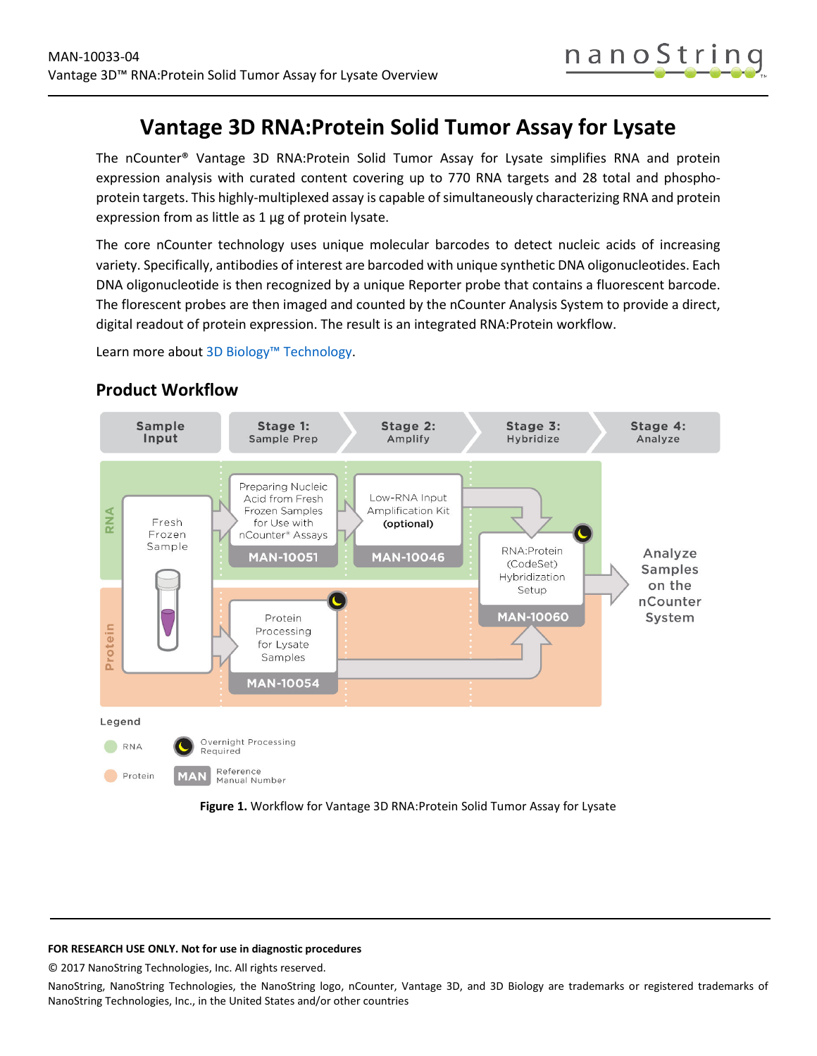# Vantage 3D RNA:Protein Solid Tumor Assay for Lysate

The nCounter® Vantage 3D RNA:Protein Solid Tumor Assay for Lysate simplifies RNA and protein expression analysis with curated content covering up to 770 RNA targets and 28 total and phospho-protein targets. This highly-multiplexed assay is capable of simultaneously characterizing RNA and protein expression from as little as 1 µg of protein lysate.

The core nCounter technology uses unique molecular barcodes to detect nucleic acids of increasing variety. Specifically, antibodies of interest are barcoded with unique synthetic DNA oligonucleotides. Each DNA oligonucleotide is then recognized by a unique Reporter probe that contains a fluorescent barcode. The florescent probes are then imaged and counted by the nCounter Analysis System to provide a direct, digital readout of protein expression. The result is an integrated RNA:Protein workflow.

Learn more about 3D Biology™ Technology.

## Product Workflow

| Sample Input | Stage 1: Sample Prep | Stage 2: Amplify | Stage 3: Hybridize | Stage 4: Analyze |
|---|---|---|---|---|
| Fresh Frozen Sample | RNA: Preparing Nucleic Acid from Fresh Frozen Samples for Use with nCounter® Assays (MAN-10051) | RNA: Low-RNA Input Amplification Kit (optional) (MAN-10046) | RNA:Protein (CodeSet) Hybridization Setup (MAN-10060) — Overnight Processing Required | Analyze Samples on the nCounter System |
| | Protein: Protein Processing for Lysate Samples (MAN-10054) — Overnight Processing Required | | | |

Legend: RNA; Protein; Overnight Processing Required; MAN = Reference Manual Number

**Figure 1.** Workflow for Vantage 3D RNA:Protein Solid Tumor Assay for Lysate

**FOR RESEARCH USE ONLY. Not for use in diagnostic procedures**

© 2017 NanoString Technologies, Inc. All rights reserved.

NanoString, NanoString Technologies, the NanoString logo, nCounter, Vantage 3D, and 3D Biology are trademarks or registered trademarks of NanoString Technologies, Inc., in the United States and/or other countries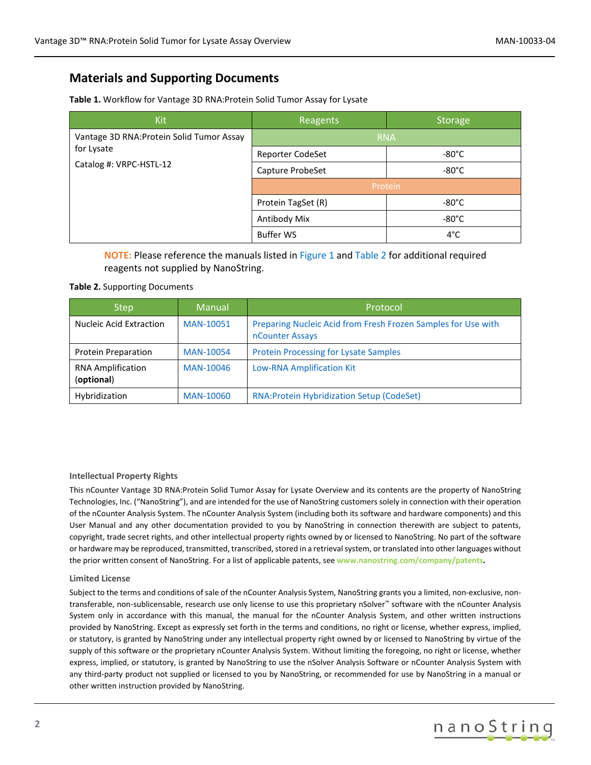## Materials and Supporting Documents

**Table 1.** Workflow for Vantage 3D RNA:Protein Solid Tumor Assay for Lysate

| Kit | Reagents | Storage |
|---|---|---|
| Vantage 3D RNA:Protein Solid Tumor Assay for Lysate<br>Catalog #: VRPC-HSTL-12 | RNA | |
| | Reporter CodeSet | -80°C |
| | Capture ProbeSet | -80°C |
| | Protein | |
| | Protein TagSet (R) | -80°C |
| | Antibody Mix | -80°C |
| | Buffer WS | 4°C |

**NOTE:** Please reference the manuals listed in Figure 1 and Table 2 for additional required reagents not supplied by NanoString.

**Table 2.** Supporting Documents

| Step | Manual | Protocol |
|---|---|---|
| Nucleic Acid Extraction | MAN-10051 | Preparing Nucleic Acid from Fresh Frozen Samples for Use with nCounter Assays |
| Protein Preparation | MAN-10054 | Protein Processing for Lysate Samples |
| RNA Amplification (**optional**) | MAN-10046 | Low-RNA Amplification Kit |
| Hybridization | MAN-10060 | RNA:Protein Hybridization Setup (CodeSet) |

#### Intellectual Property Rights

This nCounter Vantage 3D RNA:Protein Solid Tumor Assay for Lysate Overview and its contents are the property of NanoString Technologies, Inc. ("NanoString"), and are intended for the use of NanoString customers solely in connection with their operation of the nCounter Analysis System. The nCounter Analysis System (including both its software and hardware components) and this User Manual and any other documentation provided to you by NanoString in connection therewith are subject to patents, copyright, trade secret rights, and other intellectual property rights owned by or licensed to NanoString. No part of the software or hardware may be reproduced, transmitted, transcribed, stored in a retrieval system, or translated into other languages without the prior written consent of NanoString. For a list of applicable patents, see **www.nanostring.com/company/patents.**

#### Limited License

Subject to the terms and conditions of sale of the nCounter Analysis System, NanoString grants you a limited, non-exclusive, non-transferable, non-sublicensable, research use only license to use this proprietary nSolver™ software with the nCounter Analysis System only in accordance with this manual, the manual for the nCounter Analysis System, and other written instructions provided by NanoString. Except as expressly set forth in the terms and conditions, no right or license, whether express, implied, or statutory, is granted by NanoString under any intellectual property right owned by or licensed to NanoString by virtue of the supply of this software or the proprietary nCounter Analysis System. Without limiting the foregoing, no right or license, whether express, implied, or statutory, is granted by NanoString to use the nSolver Analysis Software or nCounter Analysis System with any third-party product not supplied or licensed to you by NanoString, or recommended for use by NanoString in a manual or other written instruction provided by NanoString.